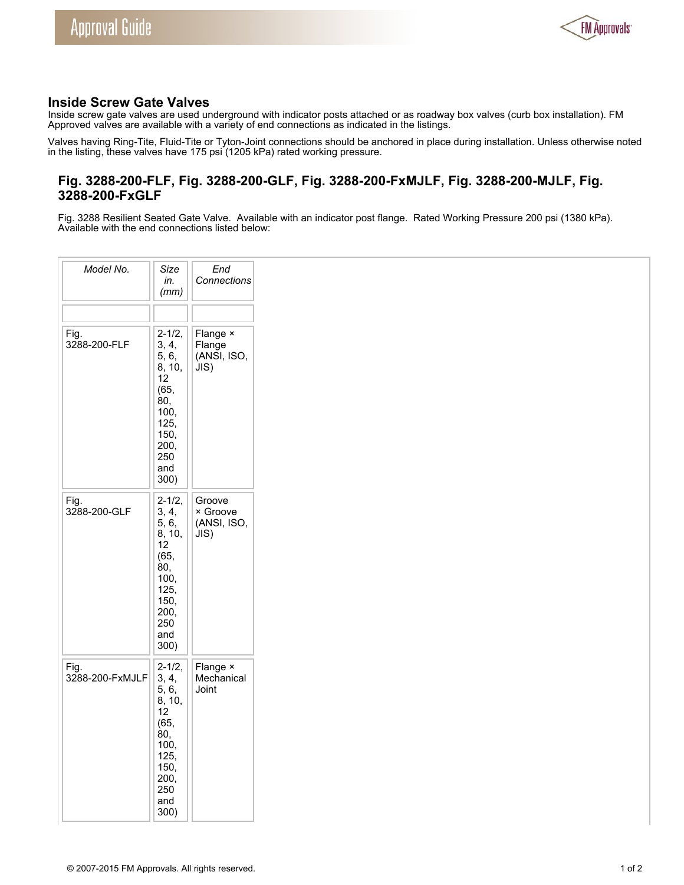## Inside Screw Gate Valves

Inside screw gate valves are used underground with indicator posts attached or as roadway box valves (curb box installation). FM Approved valves are available with a variety of end connections as indicated in the listings.

Valves having Ring-Tite, Fluid-Tite or Tyton-Joint connections should be anchored in place during installation. Unless otherwise noted in the listing, these valves have 175 psi (1205 kPa) rated working pressure.

### Fig. 3288-200-FLF, Fig. 3288-200-GLF, Fig. 3288-200-FxMJLF, Fig. 3288-200-MJLF, Fig. 3288-200-FxGLF

Fig. 3288 Resilient Seated Gate Valve. Available with an indicator post flange. Rated Working Pressure 200 psi (1380 kPa). Available with the end connections listed below:

| *Model No.* | *Size in. (mm)* | *End Connections* |
|---|---|---|
| | | |
| Fig. 3288-200-FLF | 2-1/2, 3, 4, 5, 6, 8, 10, 12 (65, 80, 100, 125, 150, 200, 250 and 300) | Flange × Flange (ANSI, ISO, JIS) |
| Fig. 3288-200-GLF | 2-1/2, 3, 4, 5, 6, 8, 10, 12 (65, 80, 100, 125, 150, 200, 250 and 300) | Groove × Groove (ANSI, ISO, JIS) |
| Fig. 3288-200-FxMJLF | 2-1/2, 3, 4, 5, 6, 8, 10, 12 (65, 80, 100, 125, 150, 200, 250 and 300) | Flange × Mechanical Joint |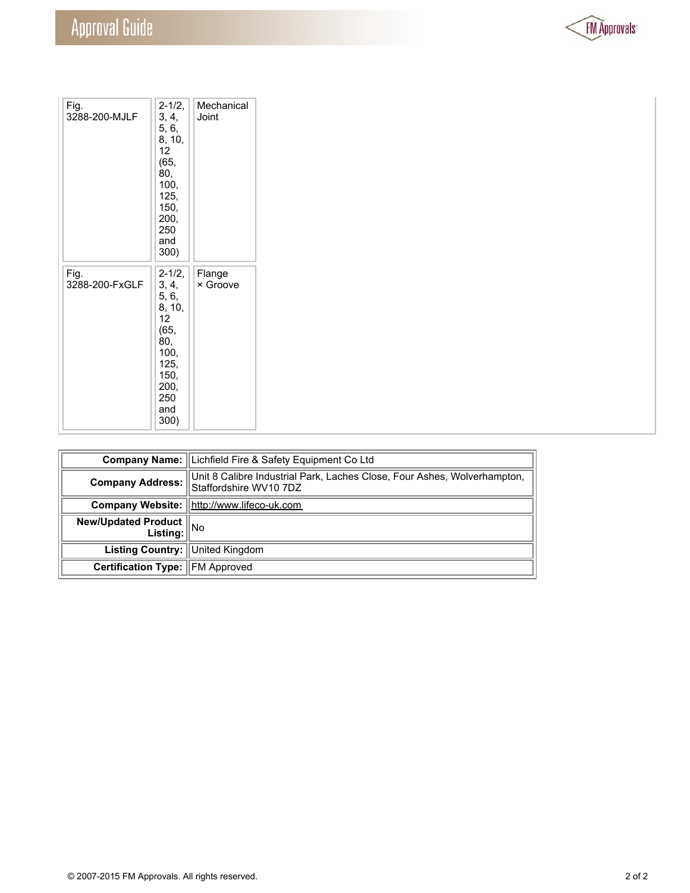| | | |
|---|---|---|
| Fig. 3288-200-MJLF | 2-1/2, 3, 4, 5, 6, 8, 10, 12 (65, 80, 100, 125, 150, 200, 250 and 300) | Mechanical Joint |
| Fig. 3288-200-FxGLF | 2-1/2, 3, 4, 5, 6, 8, 10, 12 (65, 80, 100, 125, 150, 200, 250 and 300) | Flange × Groove |

| | |
|---|---|
| **Company Name:** | Lichfield Fire & Safety Equipment Co Ltd |
| **Company Address:** | Unit 8 Calibre Industrial Park, Laches Close, Four Ashes, Wolverhampton, Staffordshire WV10 7DZ |
| **Company Website:** | http://www.lifeco-uk.com |
| **New/Updated Product Listing:** | No |
| **Listing Country:** | United Kingdom |
| **Certification Type:** | FM Approved |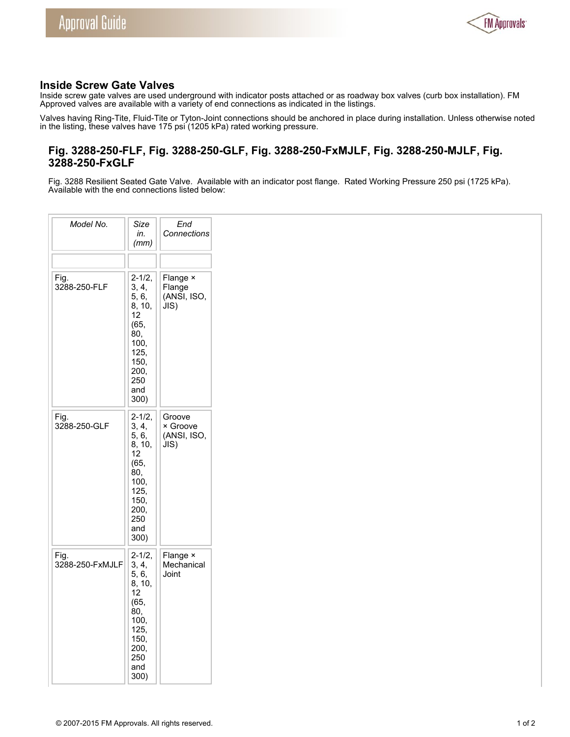## Inside Screw Gate Valves

Inside screw gate valves are used underground with indicator posts attached or as roadway box valves (curb box installation). FM Approved valves are available with a variety of end connections as indicated in the listings.

Valves having Ring-Tite, Fluid-Tite or Tyton-Joint connections should be anchored in place during installation. Unless otherwise noted in the listing, these valves have 175 psi (1205 kPa) rated working pressure.

### Fig. 3288-250-FLF, Fig. 3288-250-GLF, Fig. 3288-250-FxMJLF, Fig. 3288-250-MJLF, Fig. 3288-250-FxGLF

Fig. 3288 Resilient Seated Gate Valve. Available with an indicator post flange. Rated Working Pressure 250 psi (1725 kPa). Available with the end connections listed below:

| *Model No.* | *Size in. (mm)* | *End Connections* |
|---|---|---|
| | | |
| Fig. 3288-250-FLF | 2-1/2, 3, 4, 5, 6, 8, 10, 12 (65, 80, 100, 125, 150, 200, 250 and 300) | Flange × Flange (ANSI, ISO, JIS) |
| Fig. 3288-250-GLF | 2-1/2, 3, 4, 5, 6, 8, 10, 12 (65, 80, 100, 125, 150, 200, 250 and 300) | Groove × Groove (ANSI, ISO, JIS) |
| Fig. 3288-250-FxMJLF | 2-1/2, 3, 4, 5, 6, 8, 10, 12 (65, 80, 100, 125, 150, 200, 250 and 300) | Flange × Mechanical Joint |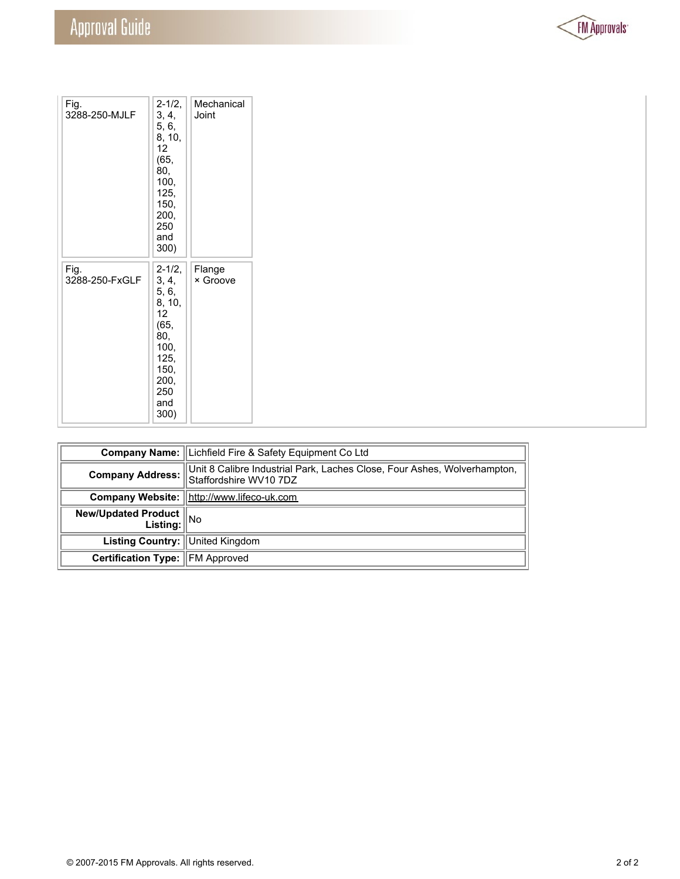| | | |
|---|---|---|
| Fig. 3288-250-MJLF | 2-1/2, 3, 4, 5, 6, 8, 10, 12 (65, 80, 100, 125, 150, 200, 250 and 300) | Mechanical Joint |
| Fig. 3288-250-FxGLF | 2-1/2, 3, 4, 5, 6, 8, 10, 12 (65, 80, 100, 125, 150, 200, 250 and 300) | Flange × Groove |

| | |
|---|---|
| **Company Name:** | Lichfield Fire & Safety Equipment Co Ltd |
| **Company Address:** | Unit 8 Calibre Industrial Park, Laches Close, Four Ashes, Wolverhampton, Staffordshire WV10 7DZ |
| **Company Website:** | http://www.lifeco-uk.com |
| **New/Updated Product Listing:** | No |
| **Listing Country:** | United Kingdom |
| **Certification Type:** | FM Approved |

© 2007-2015 FM Approvals. All rights reserved.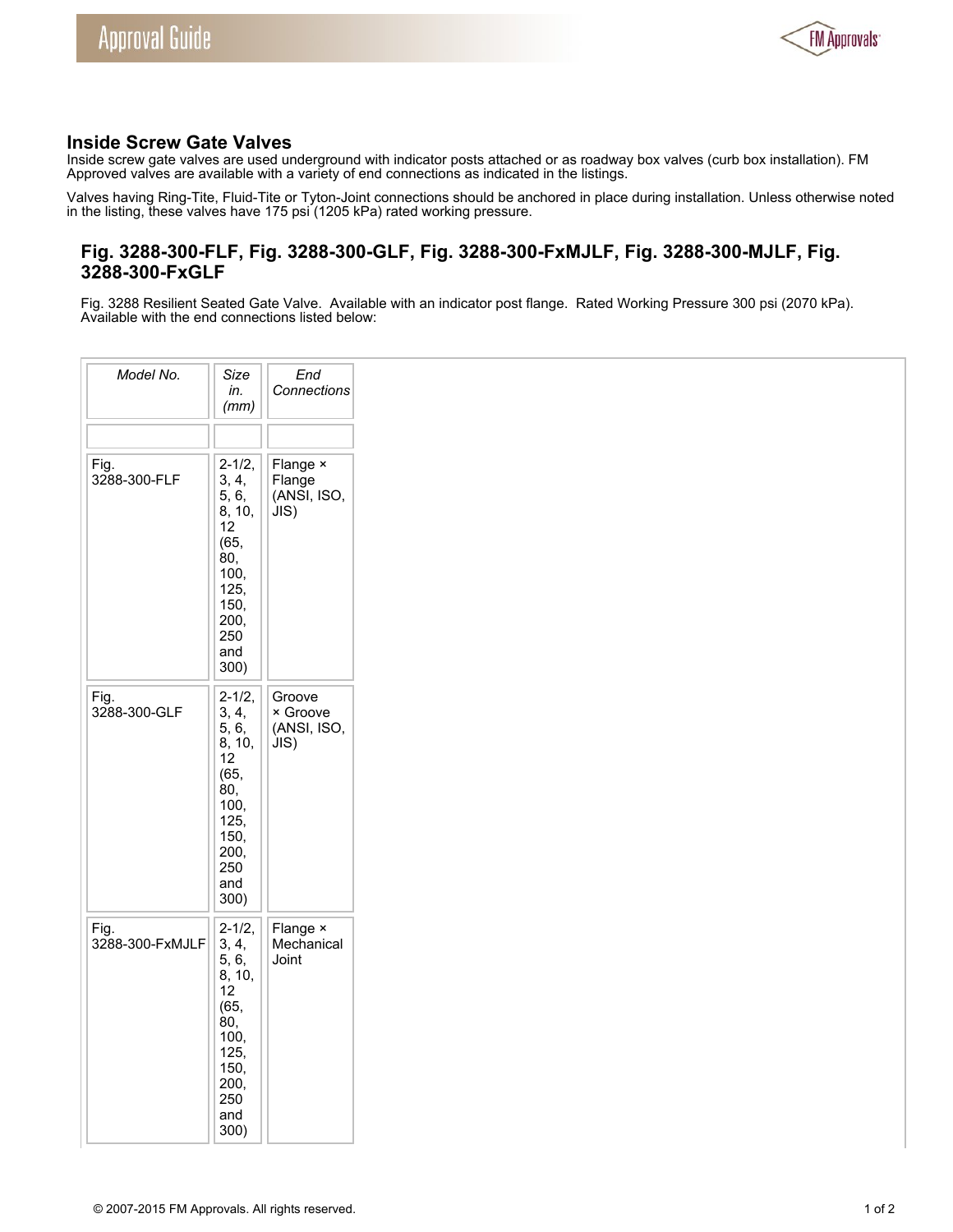## Inside Screw Gate Valves

Inside screw gate valves are used underground with indicator posts attached or as roadway box valves (curb box installation). FM Approved valves are available with a variety of end connections as indicated in the listings.

Valves having Ring-Tite, Fluid-Tite or Tyton-Joint connections should be anchored in place during installation. Unless otherwise noted in the listing, these valves have 175 psi (1205 kPa) rated working pressure.

### Fig. 3288-300-FLF, Fig. 3288-300-GLF, Fig. 3288-300-FxMJLF, Fig. 3288-300-MJLF, Fig. 3288-300-FxGLF

Fig. 3288 Resilient Seated Gate Valve. Available with an indicator post flange. Rated Working Pressure 300 psi (2070 kPa). Available with the end connections listed below:

| *Model No.* | *Size in. (mm)* | *End Connections* |
|---|---|---|
| | | |
| Fig. 3288-300-FLF | 2-1/2, 3, 4, 5, 6, 8, 10, 12 (65, 80, 100, 125, 150, 200, 250 and 300) | Flange × Flange (ANSI, ISO, JIS) |
| Fig. 3288-300-GLF | 2-1/2, 3, 4, 5, 6, 8, 10, 12 (65, 80, 100, 125, 150, 200, 250 and 300) | Groove × Groove (ANSI, ISO, JIS) |
| Fig. 3288-300-FxMJLF | 2-1/2, 3, 4, 5, 6, 8, 10, 12 (65, 80, 100, 125, 150, 200, 250 and 300) | Flange × Mechanical Joint |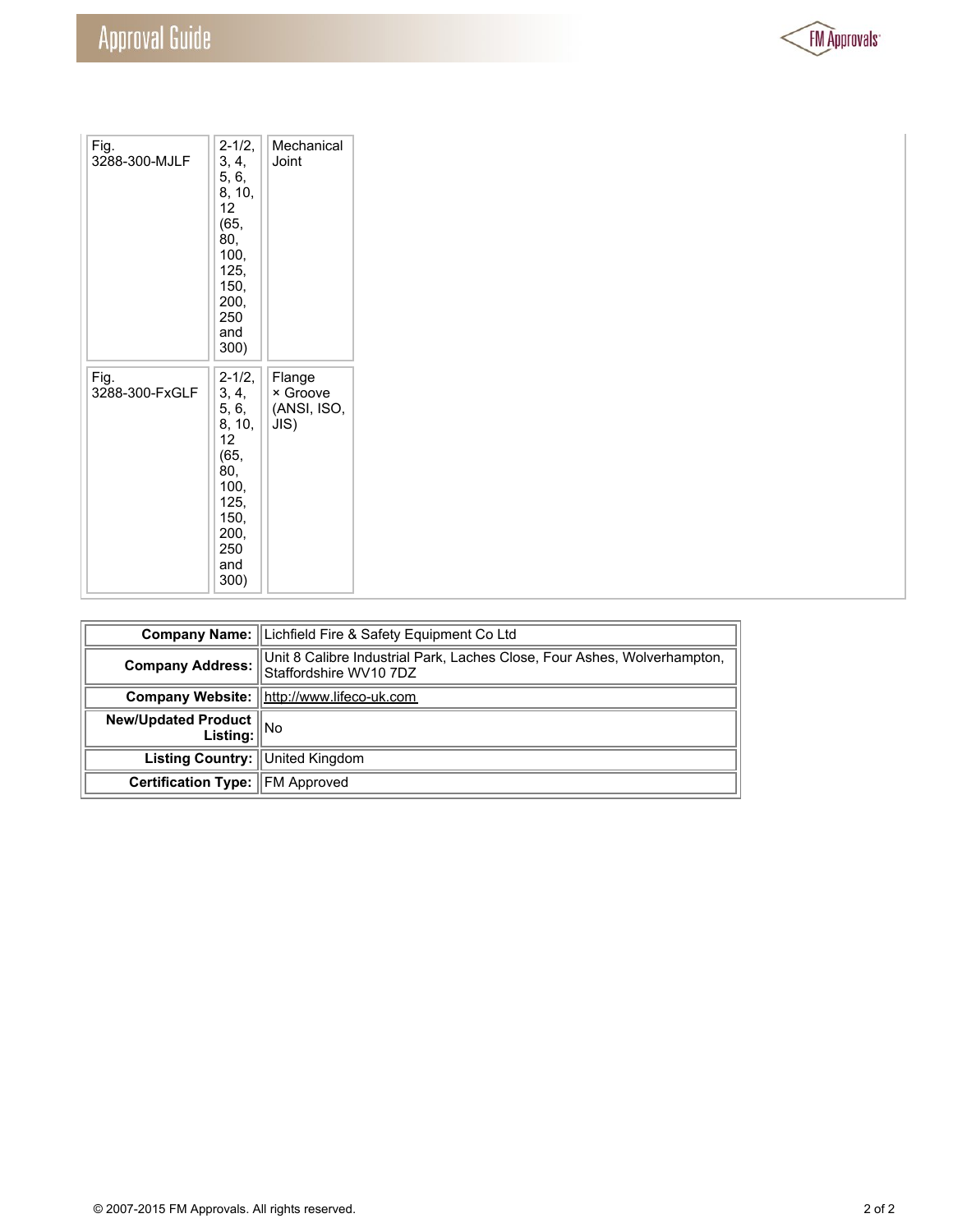| | | |
|---|---|---|
| Fig. 3288-300-MJLF | 2-1/2, 3, 4, 5, 6, 8, 10, 12 (65, 80, 100, 125, 150, 200, 250 and 300) | Mechanical Joint |
| Fig. 3288-300-FxGLF | 2-1/2, 3, 4, 5, 6, 8, 10, 12 (65, 80, 100, 125, 150, 200, 250 and 300) | Flange × Groove (ANSI, ISO, JIS) |

| | |
|---|---|
| **Company Name:** | Lichfield Fire & Safety Equipment Co Ltd |
| **Company Address:** | Unit 8 Calibre Industrial Park, Laches Close, Four Ashes, Wolverhampton, Staffordshire WV10 7DZ |
| **Company Website:** | http://www.lifeco-uk.com |
| **New/Updated Product Listing:** | No |
| **Listing Country:** | United Kingdom |
| **Certification Type:** | FM Approved |

© 2007-2015 FM Approvals. All rights reserved.